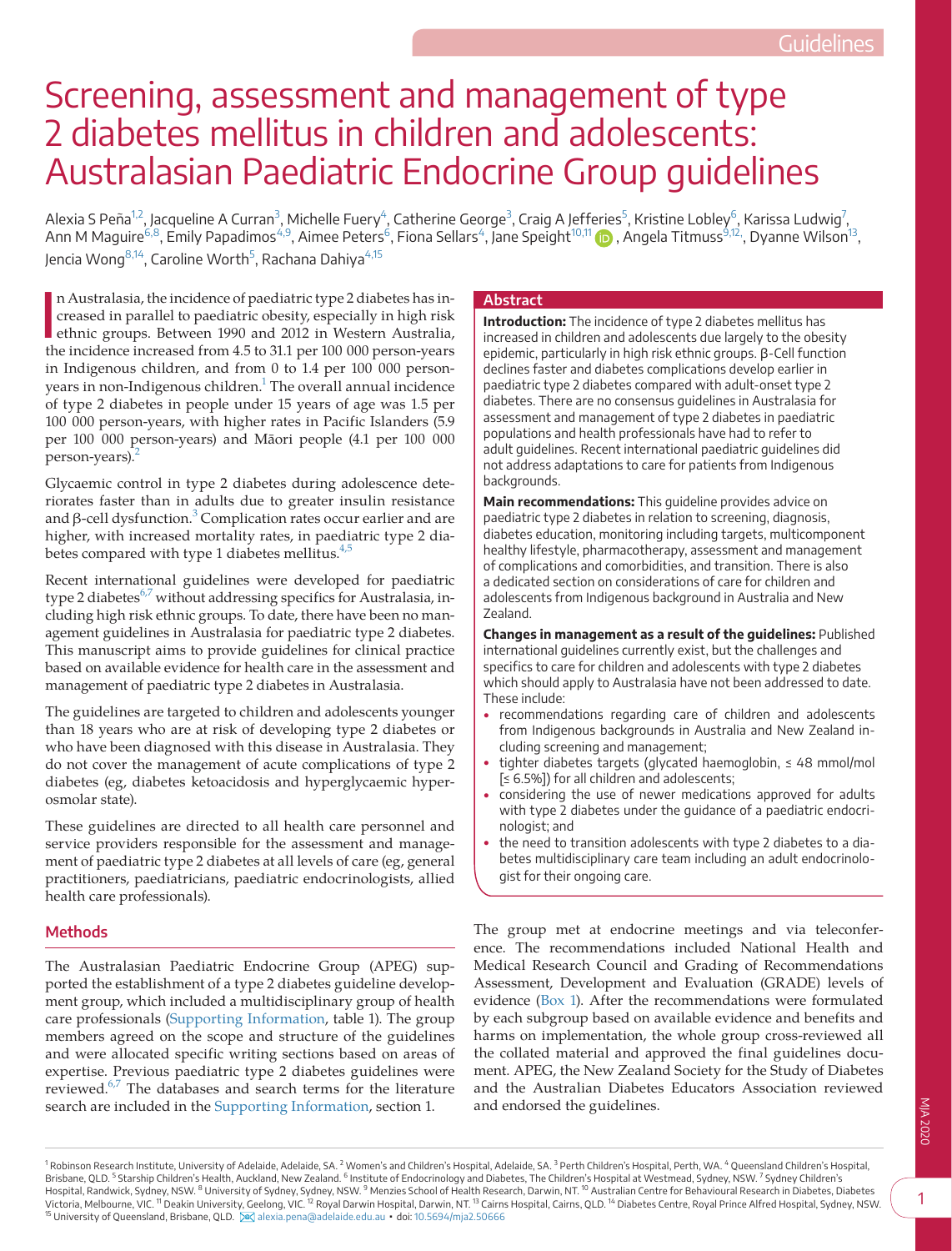# Screening, assessment and management of type 2 diabetes mellitus in children and adolescents: Australasian Paediatric Endocrine Group guidelines

Alexia S Peña[1,2], Jacqueline A Curran[3], Michelle Fuery[4], Catherine George[3], Craig A Jefferies[5], Kristine Lobley[6], Karissa Ludwig[7], Ann M Maguire[6,8], Emily Papadimos[4,9], Aimee Peters[6], Fiona Sellars[4], Jane Speight[10,11], Angela Titmuss[9,12], Dyanne Wilson[13], Jencia Wong[8,14], Caroline Worth[5], Rachana Dahiya[4,15]

## Abstract

**Introduction:** The incidence of type 2 diabetes mellitus has increased in children and adolescents due largely to the obesity epidemic, particularly in high risk ethnic groups. β-Cell function declines faster and diabetes complications develop earlier in paediatric type 2 diabetes compared with adult-onset type 2 diabetes. There are no consensus guidelines in Australasia for assessment and management of type 2 diabetes in paediatric populations and health professionals have had to refer to adult guidelines. Recent international paediatric guidelines did not address adaptations to care for patients from Indigenous backgrounds.

**Main recommendations:** This guideline provides advice on paediatric type 2 diabetes in relation to screening, diagnosis, diabetes education, monitoring including targets, multicomponent healthy lifestyle, pharmacotherapy, assessment and management of complications and comorbidities, and transition. There is also a dedicated section on considerations of care for children and adolescents from Indigenous background in Australia and New Zealand.

**Changes in management as a result of the guidelines:** Published international guidelines currently exist, but the challenges and specifics to care for children and adolescents with type 2 diabetes which should apply to Australasia have not been addressed to date. These include:

- recommendations regarding care of children and adolescents from Indigenous backgrounds in Australia and New Zealand including screening and management;
- tighter diabetes targets (glycated haemoglobin, ≤ 48 mmol/mol [≤ 6.5%]) for all children and adolescents;
- considering the use of newer medications approved for adults with type 2 diabetes under the guidance of a paediatric endocrinologist; and
- the need to transition adolescents with type 2 diabetes to a diabetes multidisciplinary care team including an adult endocrinologist for their ongoing care.

In Australasia, the incidence of paediatric type 2 diabetes has increased in parallel to paediatric obesity, especially in high risk ethnic groups. Between 1990 and 2012 in Western Australia, the incidence increased from 4.5 to 31.1 per 100 000 person-years in Indigenous children, and from 0 to 1.4 per 100 000 person-years in non-Indigenous children.[1] The overall annual incidence of type 2 diabetes in people under 15 years of age was 1.5 per 100 000 person-years, with higher rates in Pacific Islanders (5.9 per 100 000 person-years) and Māori people (4.1 per 100 000 person-years).[2]

Glycaemic control in type 2 diabetes during adolescence deteriorates faster than in adults due to greater insulin resistance and β-cell dysfunction.[3] Complication rates occur earlier and are higher, with increased mortality rates, in paediatric type 2 diabetes compared with type 1 diabetes mellitus.[4,5]

Recent international guidelines were developed for paediatric type 2 diabetes[6,7] without addressing specifics for Australasia, including high risk ethnic groups. To date, there have been no management guidelines in Australasia for paediatric type 2 diabetes. This manuscript aims to provide guidelines for clinical practice based on available evidence for health care in the assessment and management of paediatric type 2 diabetes in Australasia.

The guidelines are targeted to children and adolescents younger than 18 years who are at risk of developing type 2 diabetes or who have been diagnosed with this disease in Australasia. They do not cover the management of acute complications of type 2 diabetes (eg, diabetes ketoacidosis and hyperglycaemic hyperosmolar state).

These guidelines are directed to all health care personnel and service providers responsible for the assessment and management of paediatric type 2 diabetes at all levels of care (eg, general practitioners, paediatricians, paediatric endocrinologists, allied health care professionals).

## Methods

The Australasian Paediatric Endocrine Group (APEG) supported the establishment of a type 2 diabetes guideline development group, which included a multidisciplinary group of health care professionals (Supporting Information, table 1). The group members agreed on the scope and structure of the guidelines and were allocated specific writing sections based on areas of expertise. Previous paediatric type 2 diabetes guidelines were reviewed.[6,7] The databases and search terms for the literature search are included in the Supporting Information, section 1.

The group met at endocrine meetings and via teleconference. The recommendations included National Health and Medical Research Council and Grading of Recommendations Assessment, Development and Evaluation (GRADE) levels of evidence (Box 1). After the recommendations were formulated by each subgroup based on available evidence and benefits and harms on implementation, the whole group cross-reviewed all the collated material and approved the final guidelines document. APEG, the New Zealand Society for the Study of Diabetes and the Australian Diabetes Educators Association reviewed and endorsed the guidelines.

[1] Robinson Research Institute, University of Adelaide, Adelaide, SA. [2] Women's and Children's Hospital, Adelaide, SA. [3] Perth Children's Hospital, Perth, WA. [4] Queensland Children's Hospital, Brisbane, QLD. [5] Starship Children's Health, Auckland, New Zealand. [6] Institute of Endocrinology and Diabetes, The Children's Hospital at Westmead, Sydney, NSW. [7] Sydney Children's Hospital, Randwick, Sydney, NSW. [8] University of Sydney, Sydney, NSW. [9] Menzies School of Health Research, Darwin, NT. [10] Australian Centre for Behavioural Research in Diabetes, Diabetes Victoria, Melbourne, VIC. [11] Deakin University, Geelong, VIC. [12] Royal Darwin Hospital, Darwin, NT. [13] Cairns Hospital, Cairns, QLD. [14] Diabetes Centre, Royal Prince Alfred Hospital, Sydney, NSW. [15] University of Queensland, Brisbane, QLD. alexia.pena@adelaide.edu.au • doi: 10.5694/mja2.50666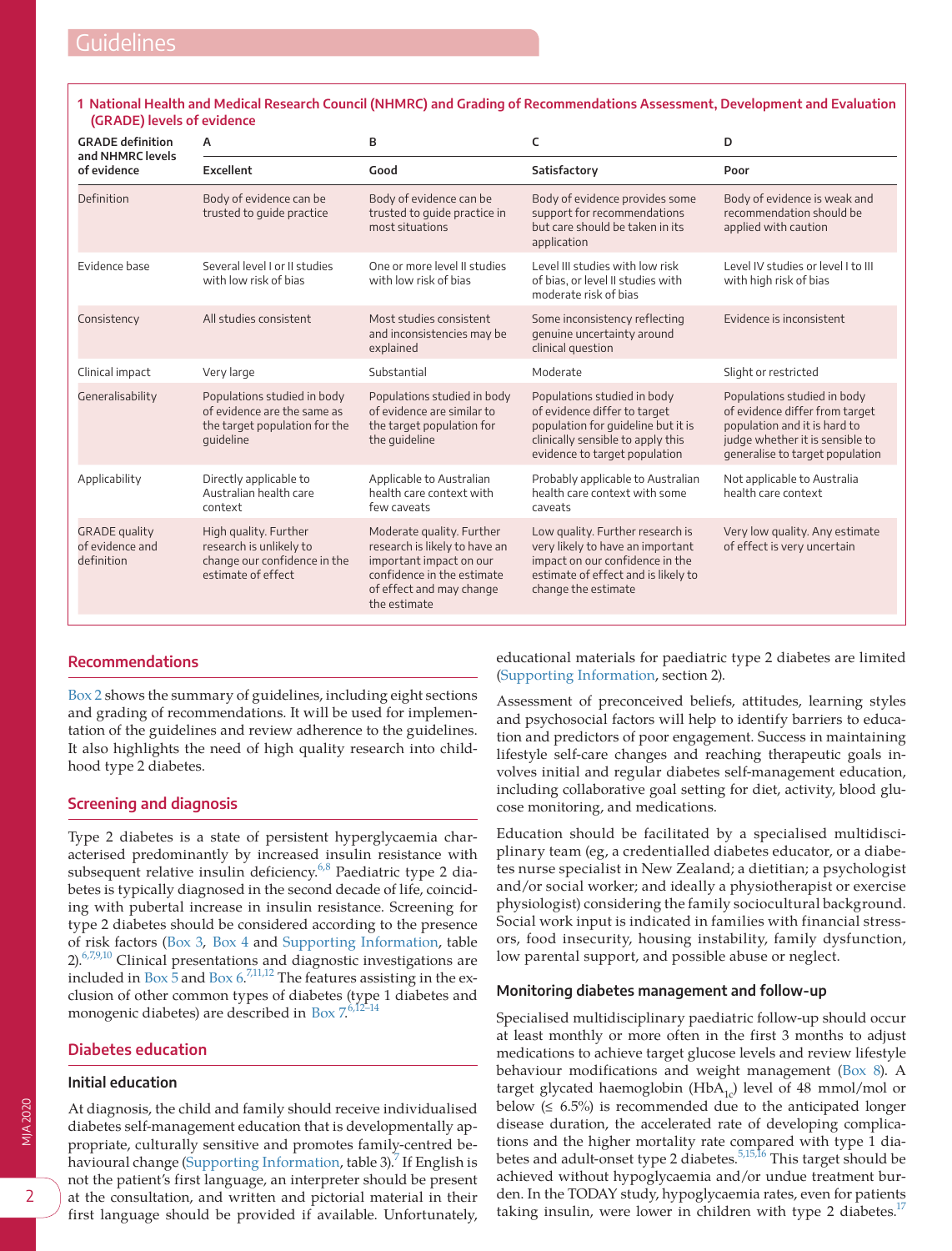**1 National Health and Medical Research Council (NHMRC) and Grading of Recommendations Assessment, Development and Evaluation (GRADE) levels of evidence**

| GRADE definition and NHMRC levels of evidence | A | B | C | D |
|---|---|---|---|---|
| | Excellent | Good | Satisfactory | Poor |
| Definition | Body of evidence can be trusted to guide practice | Body of evidence can be trusted to guide practice in most situations | Body of evidence provides some support for recommendations but care should be taken in its application | Body of evidence is weak and recommendation should be applied with caution |
| Evidence base | Several level I or II studies with low risk of bias | One or more level II studies with low risk of bias | Level III studies with low risk of bias, or level II studies with moderate risk of bias | Level IV studies or level I to III with high risk of bias |
| Consistency | All studies consistent | Most studies consistent and inconsistencies may be explained | Some inconsistency reflecting genuine uncertainty around clinical question | Evidence is inconsistent |
| Clinical impact | Very large | Substantial | Moderate | Slight or restricted |
| Generalisability | Populations studied in body of evidence are the same as the target population for the guideline | Populations studied in body of evidence are similar to the target population for the guideline | Populations studied in body of evidence differ to target population for guideline but it is clinically sensible to apply this evidence to target population | Populations studied in body of evidence differ from target population and it is hard to judge whether it is sensible to generalise to target population |
| Applicability | Directly applicable to Australian health care context | Applicable to Australian health care context with few caveats | Probably applicable to Australian health care context with some caveats | Not applicable to Australia health care context |
| GRADE quality of evidence and definition | High quality. Further research is unlikely to change our confidence in the estimate of effect | Moderate quality. Further research is likely to have an important impact on our confidence in the estimate of effect and may change the estimate | Low quality. Further research is very likely to have an important impact on our confidence in the estimate of effect and is likely to change the estimate | Very low quality. Any estimate of effect is very uncertain |

## Recommendations

Box 2 shows the summary of guidelines, including eight sections and grading of recommendations. It will be used for implementation of the guidelines and review adherence to the guidelines. It also highlights the need of high quality research into childhood type 2 diabetes.

## Screening and diagnosis

Type 2 diabetes is a state of persistent hyperglycaemia characterised predominantly by increased insulin resistance with subsequent relative insulin deficiency.[6,8] Paediatric type 2 diabetes is typically diagnosed in the second decade of life, coinciding with pubertal increase in insulin resistance. Screening for type 2 diabetes should be considered according to the presence of risk factors (Box 3, Box 4 and Supporting Information, table 2).[6,7,9,10] Clinical presentations and diagnostic investigations are included in Box 5 and Box 6.[7,11,12] The features assisting in the exclusion of other common types of diabetes (type 1 diabetes and monogenic diabetes) are described in Box 7.[6,12–14]

## Diabetes education

### Initial education

At diagnosis, the child and family should receive individualised diabetes self-management education that is developmentally appropriate, culturally sensitive and promotes family-centred behavioural change (Supporting Information, table 3).[7] If English is not the patient's first language, an interpreter should be present at the consultation, and written and pictorial material in their first language should be provided if available. Unfortunately, educational materials for paediatric type 2 diabetes are limited (Supporting Information, section 2).

Assessment of preconceived beliefs, attitudes, learning styles and psychosocial factors will help to identify barriers to education and predictors of poor engagement. Success in maintaining lifestyle self-care changes and reaching therapeutic goals involves initial and regular diabetes self-management education, including collaborative goal setting for diet, activity, blood glucose monitoring, and medications.

Education should be facilitated by a specialised multidisciplinary team (eg, a credentialled diabetes educator, or a diabetes nurse specialist in New Zealand; a dietitian; a psychologist and/or social worker; and ideally a physiotherapist or exercise physiologist) considering the family sociocultural background. Social work input is indicated in families with financial stressors, food insecurity, housing instability, family dysfunction, low parental support, and possible abuse or neglect.

### Monitoring diabetes management and follow-up

Specialised multidisciplinary paediatric follow-up should occur at least monthly or more often in the first 3 months to adjust medications to achieve target glucose levels and review lifestyle behaviour modifications and weight management (Box 8). A target glycated haemoglobin ($HbA_{1c}$) level of 48 mmol/mol or below (≤ 6.5%) is recommended due to the anticipated longer disease duration, the accelerated rate of developing complications and the higher mortality rate compared with type 1 diabetes and adult-onset type 2 diabetes.[5,15,16] This target should be achieved without hypoglycaemia and/or undue treatment burden. In the TODAY study, hypoglycaemia rates, even for patients taking insulin, were lower in children with type 2 diabetes.[17]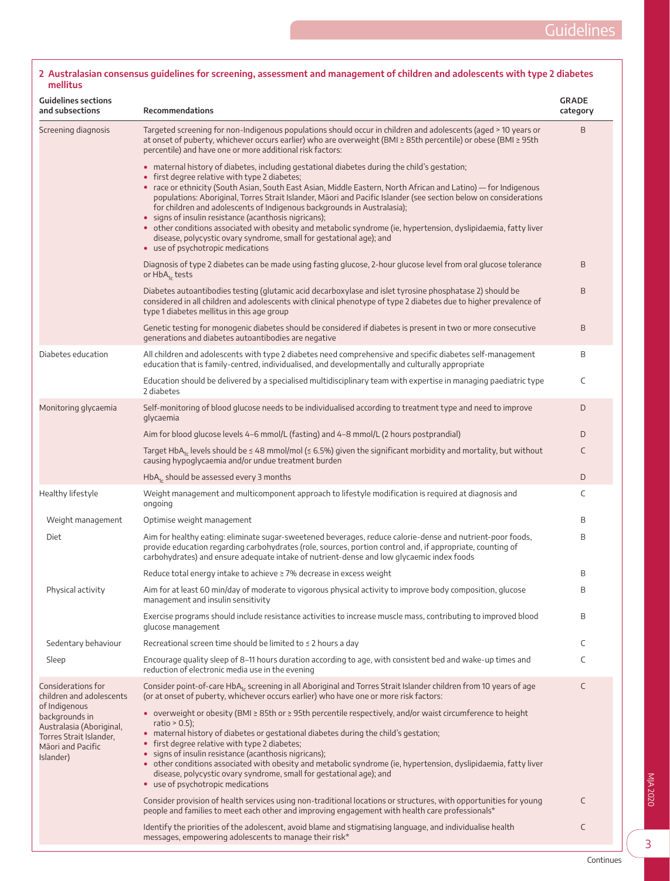**2 Australasian consensus guidelines for screening, assessment and management of children and adolescents with type 2 diabetes mellitus**

| Guidelines sections and subsections | Recommendations | GRADE category |
|---|---|---|
| Screening diagnosis | Targeted screening for non-Indigenous populations should occur in children and adolescents (aged > 10 years or at onset of puberty, whichever occurs earlier) who are overweight (BMI ≥ 85th percentile) or obese (BMI ≥ 95th percentile) and have one or more additional risk factors: | B |
| | • maternal history of diabetes, including gestational diabetes during the child's gestation;<br>• first degree relative with type 2 diabetes;<br>• race or ethnicity (South Asian, South East Asian, Middle Eastern, North African and Latino) — for Indigenous populations: Aboriginal, Torres Strait Islander, Māori and Pacific Islander (see section below on considerations for children and adolescents of Indigenous backgrounds in Australasia);<br>• signs of insulin resistance (acanthosis nigricans);<br>• other conditions associated with obesity and metabolic syndrome (ie, hypertension, dyslipidaemia, fatty liver disease, polycystic ovary syndrome, small for gestational age); and<br>• use of psychotropic medications | |
| | Diagnosis of type 2 diabetes can be made using fasting glucose, 2-hour glucose level from oral glucose tolerance or $HbA_{1c}$ tests | B |
| | Diabetes autoantibodies testing (glutamic acid decarboxylase and islet tyrosine phosphatase 2) should be considered in all children and adolescents with clinical phenotype of type 2 diabetes due to higher prevalence of type 1 diabetes mellitus in this age group | B |
| | Genetic testing for monogenic diabetes should be considered if diabetes is present in two or more consecutive generations and diabetes autoantibodies are negative | B |
| Diabetes education | All children and adolescents with type 2 diabetes need comprehensive and specific diabetes self-management education that is family-centred, individualised, and developmentally and culturally appropriate | B |
| | Education should be delivered by a specialised multidisciplinary team with expertise in managing paediatric type 2 diabetes | C |
| Monitoring glycaemia | Self-monitoring of blood glucose needs to be individualised according to treatment type and need to improve glycaemia | D |
| | Aim for blood glucose levels 4–6 mmol/L (fasting) and 4–8 mmol/L (2 hours postprandial) | D |
| | Target $HbA_{1c}$ levels should be ≤ 48 mmol/mol (≤ 6.5%) given the significant morbidity and mortality, but without causing hypoglycaemia and/or undue treatment burden | C |
| | $HbA_{1c}$ should be assessed every 3 months | D |
| Healthy lifestyle | Weight management and multicomponent approach to lifestyle modification is required at diagnosis and ongoing | C |
| Weight management | Optimise weight management | B |
| Diet | Aim for healthy eating: eliminate sugar-sweetened beverages, reduce calorie-dense and nutrient-poor foods, provide education regarding carbohydrates (role, sources, portion control and, if appropriate, counting of carbohydrates) and ensure adequate intake of nutrient-dense and low glycaemic index foods | B |
| | Reduce total energy intake to achieve ≥ 7% decrease in excess weight | B |
| Physical activity | Aim for at least 60 min/day of moderate to vigorous physical activity to improve body composition, glucose management and insulin sensitivity | B |
| | Exercise programs should include resistance activities to increase muscle mass, contributing to improved blood glucose management | B |
| Sedentary behaviour | Recreational screen time should be limited to ≤ 2 hours a day | C |
| Sleep | Encourage quality sleep of 8–11 hours duration according to age, with consistent bed and wake-up times and reduction of electronic media use in the evening | C |
| Considerations for children and adolescents of Indigenous backgrounds in Australasia (Aboriginal, Torres Strait Islander, Māori and Pacific Islander) | Consider point-of-care $HbA_{1c}$ screening in all Aboriginal and Torres Strait Islander children from 10 years of age (or at onset of puberty, whichever occurs earlier) who have one or more risk factors: | C |
| | • overweight or obesity (BMI ≥ 85th or ≥ 95th percentile respectively, and/or waist circumference to height ratio > 0.5);<br>• maternal history of diabetes or gestational diabetes during the child's gestation;<br>• first degree relative with type 2 diabetes;<br>• signs of insulin resistance (acanthosis nigricans);<br>• other conditions associated with obesity and metabolic syndrome (ie, hypertension, dyslipidaemia, fatty liver disease, polycystic ovary syndrome, small for gestational age); and<br>• use of psychotropic medications | |
| | Consider provision of health services using non-traditional locations or structures, with opportunities for young people and families to meet each other and improving engagement with health care professionals* | C |
| | Identify the priorities of the adolescent, avoid blame and stigmatising language, and individualise health messages, empowering adolescents to manage their risk* | C |

Continues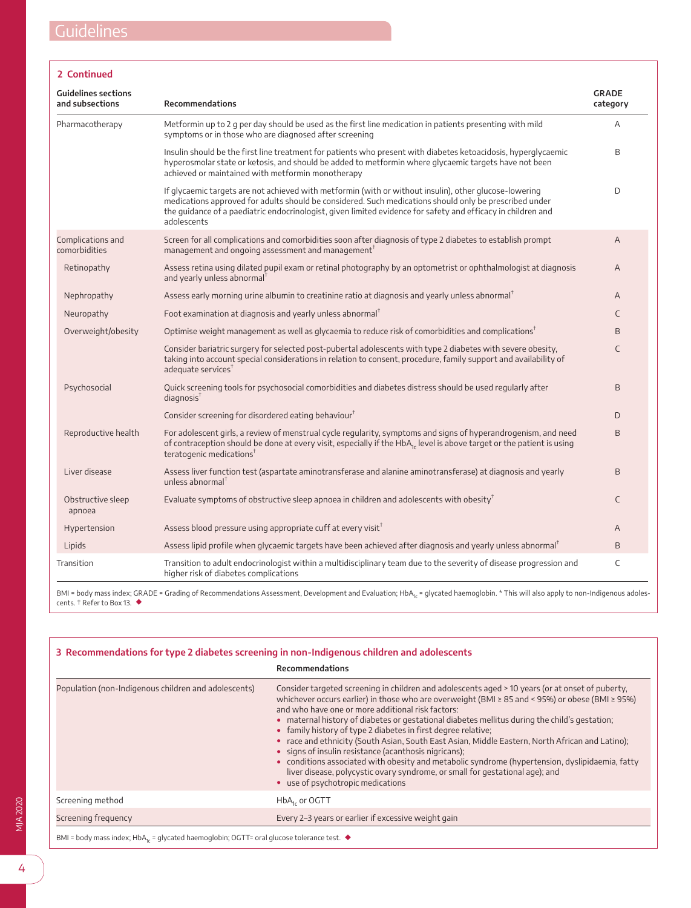## 2 Continued

| Guidelines sections and subsections | Recommendations | GRADE category |
|---|---|---|
| Pharmacotherapy | Metformin up to 2 g per day should be used as the first line medication in patients presenting with mild symptoms or in those who are diagnosed after screening | A |
| | Insulin should be the first line treatment for patients who present with diabetes ketoacidosis, hyperglycaemic hyperosmolar state or ketosis, and should be added to metformin where glycaemic targets have not been achieved or maintained with metformin monotherapy | B |
| | If glycaemic targets are not achieved with metformin (with or without insulin), other glucose-lowering medications approved for adults should be considered. Such medications should only be prescribed under the guidance of a paediatric endocrinologist, given limited evidence for safety and efficacy in children and adolescents | D |
| Complications and comorbidities | Screen for all complications and comorbidities soon after diagnosis of type 2 diabetes to establish prompt management and ongoing assessment and management† | A |
| Retinopathy | Assess retina using dilated pupil exam or retinal photography by an optometrist or ophthalmologist at diagnosis and yearly unless abnormal† | A |
| Nephropathy | Assess early morning urine albumin to creatinine ratio at diagnosis and yearly unless abnormal† | A |
| Neuropathy | Foot examination at diagnosis and yearly unless abnormal† | C |
| Overweight/obesity | Optimise weight management as well as glycaemia to reduce risk of comorbidities and complications† | B |
| | Consider bariatric surgery for selected post-pubertal adolescents with type 2 diabetes with severe obesity, taking into account special considerations in relation to consent, procedure, family support and availability of adequate services† | C |
| Psychosocial | Quick screening tools for psychosocial comorbidities and diabetes distress should be used regularly after diagnosis† | B |
| | Consider screening for disordered eating behaviour† | D |
| Reproductive health | For adolescent girls, a review of menstrual cycle regularity, symptoms and signs of hyperandrogenism, and need of contraception should be done at every visit, especially if the $HbA_{1c}$ level is above target or the patient is using teratogenic medications† | B |
| Liver disease | Assess liver function test (aspartate aminotransferase and alanine aminotransferase) at diagnosis and yearly unless abnormal† | B |
| Obstructive sleep apnoea | Evaluate symptoms of obstructive sleep apnoea in children and adolescents with obesity† | C |
| Hypertension | Assess blood pressure using appropriate cuff at every visit† | A |
| Lipids | Assess lipid profile when glycaemic targets have been achieved after diagnosis and yearly unless abnormal† | B |
| Transition | Transition to adult endocrinologist within a multidisciplinary team due to the severity of disease progression and higher risk of diabetes complications | C |

BMI = body mass index; GRADE = Grading of Recommendations Assessment, Development and Evaluation; $HbA_{1c}$ = glycated haemoglobin. * This will also apply to non-Indigenous adolescents. † Refer to Box 13. ◆

## 3 Recommendations for type 2 diabetes screening in non-Indigenous children and adolescents

| | Recommendations |
|---|---|
| Population (non-Indigenous children and adolescents) | Consider targeted screening in children and adolescents aged > 10 years (or at onset of puberty, whichever occurs earlier) in those who are overweight (BMI ≥ 85 and < 95%) or obese (BMI ≥ 95%) and who have one or more additional risk factors:<br>• maternal history of diabetes or gestational diabetes mellitus during the child's gestation;<br>• family history of type 2 diabetes in first degree relative;<br>• race and ethnicity (South Asian, South East Asian, Middle Eastern, North African and Latino);<br>• signs of insulin resistance (acanthosis nigricans);<br>• conditions associated with obesity and metabolic syndrome (hypertension, dyslipidaemia, fatty liver disease, polycystic ovary syndrome, or small for gestational age); and<br>• use of psychotropic medications |
| Screening method | $HbA_{1c}$ or OGTT |
| Screening frequency | Every 2–3 years or earlier if excessive weight gain |

BMI = body mass index; $HbA_{1c}$ = glycated haemoglobin; OGTT= oral glucose tolerance test. ◆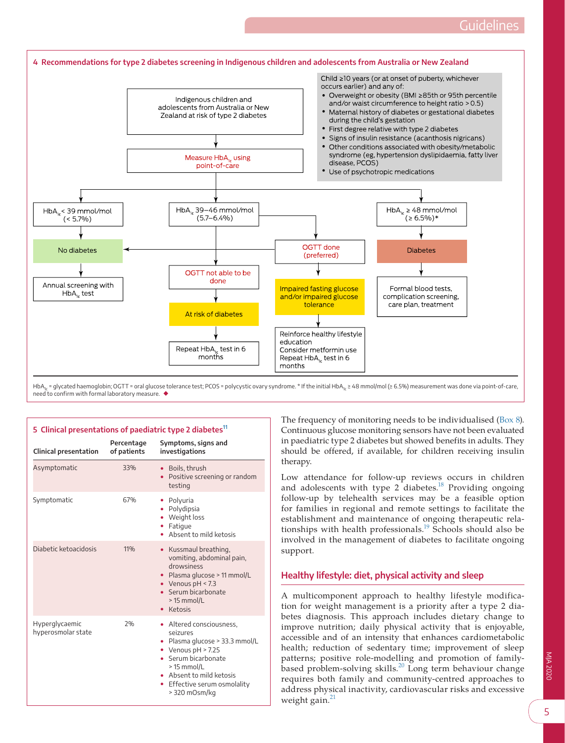### 4 Recommendations for type 2 diabetes screening in Indigenous children and adolescents from Australia or New Zealand

**Indigenous children and adolescents from Australia or New Zealand at risk of type 2 diabetes**

Child ≥10 years (or at onset of puberty, whichever occurs earlier) and any of:

- Overweight or obesity (BMI ≥85th or 95th percentile and/or waist circumference to height ratio > 0.5)
- Maternal history of diabetes or gestational diabetes during the child's gestation
- First degree relative with type 2 diabetes
- Signs of insulin resistance (acanthosis nigricans)
- Other conditions associated with obesity/metabolic syndrome (eg, hypertension dyslipidaemia, fatty liver disease, PCOS)
- Use of psychotropic medications

↓

**Measure $HbA_{1c}$ using point-of-care**

- **$HbA_{1c}$ < 39 mmol/mol (< 5.7%)** → No diabetes → Annual screening with $HbA_{1c}$ test
- **$HbA_{1c}$ 39–46 mmol/mol (5.7–6.4%)**
  - OGTT done (preferred):
    - If normal → No diabetes
    - Impaired fasting glucose and/or impaired glucose tolerance → Reinforce healthy lifestyle education; Consider metformin use; Repeat $HbA_{1c}$ test in 6 months
    - If diabetic range → Diabetes
  - OGTT not able to be done → At risk of diabetes → Repeat $HbA_{1c}$ test in 6 months
- **$HbA_{1c}$ ≥ 48 mmol/mol (≥ 6.5%)*** → Diabetes → Formal blood tests, complication screening, care plan, treatment

$HbA_{1c}$ = glycated haemoglobin; OGTT = oral glucose tolerance test; PCOS = polycystic ovary syndrome. * If the initial $HbA_{1c}$ ≥ 48 mmol/mol (≥ 6.5%) measurement was done via point-of-care, need to confirm with formal laboratory measurement. ◆

### 5 Clinical presentations of paediatric type 2 diabetes[11]

| Clinical presentation | Percentage of patients | Symptoms, signs and investigations |
|---|---|---|
| Asymptomatic | 33% | • Boils, thrush<br>• Positive screening or random testing |
| Symptomatic | 67% | • Polyuria<br>• Polydipsia<br>• Weight loss<br>• Fatigue<br>• Absent to mild ketosis |
| Diabetic ketoacidosis | 11% | • Kussmaul breathing, vomiting, abdominal pain, drowsiness<br>• Plasma glucose > 11 mmol/L<br>• Venous pH < 7.3<br>• Serum bicarbonate > 15 mmol/L<br>• Ketosis |
| Hyperglycaemic hyperosmolar state | 2% | • Altered consciousness, seizures<br>• Plasma glucose > 33.3 mmol/L<br>• Venous pH > 7.25<br>• Serum bicarbonate > 15 mmol/L<br>• Absent to mild ketosis<br>• Effective serum osmolality > 320 mOsm/kg |

The frequency of monitoring needs to be individualised (Box 8). Continuous glucose monitoring sensors have not been evaluated in paediatric type 2 diabetes but showed benefits in adults. They should be offered, if available, for children receiving insulin therapy.

Low attendance for follow-up reviews occurs in children and adolescents with type 2 diabetes.[18] Providing ongoing follow-up by telehealth services may be a feasible option for families in regional and remote settings to facilitate the establishment and maintenance of ongoing therapeutic relationships with health professionals.[19] Schools should also be involved in the management of diabetes to facilitate ongoing support.

## Healthy lifestyle: diet, physical activity and sleep

A multicomponent approach to healthy lifestyle modification for weight management is a priority after a type 2 diabetes diagnosis. This approach includes dietary change to improve nutrition; daily physical activity that is enjoyable, accessible and of an intensity that enhances cardiometabolic health; reduction of sedentary time; improvement of sleep patterns; positive role-modelling and promotion of family-based problem-solving skills.[20] Long term behaviour change requires both family and community-centred approaches to address physical inactivity, cardiovascular risks and excessive weight gain.[21]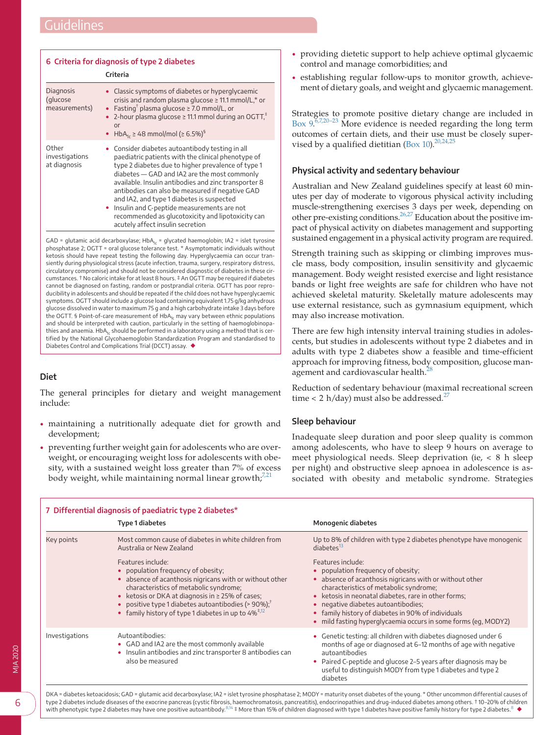**6 Criteria for diagnosis of type 2 diabetes**

| | Criteria |
|---|---|
| Diagnosis (glucose measurements) | • Classic symptoms of diabetes or hyperglycaemic crisis and random plasma glucose ≥ 11.1 mmol/L,* or<br>• Fasting† plasma glucose ≥ 7.0 mmol/L, or<br>• 2-hour plasma glucose ≥ 11.1 mmol during an OGTT,‡ or<br>• $HbA_{1c}$ ≥ 48 mmol/mol (≥ 6.5%)§ |
| Other investigations at diagnosis | • Consider diabetes autoantibody testing in all paediatric patients with the clinical phenotype of type 2 diabetes due to higher prevalence of type 1 diabetes — GAD and IA2 are the most commonly available. Insulin antibodies and zinc transporter 8 antibodies can also be measured if negative GAD and IA2, and type 1 diabetes is suspected<br>• Insulin and C-peptide measurements are not recommended as glucotoxicity and lipotoxicity can acutely affect insulin secretion |

GAD = glutamic acid decarboxylase; $HbA_{1c}$ = glycated haemoglobin; IA2 = islet tyrosine phosphatase 2; OGTT = oral glucose tolerance test. * Asymptomatic individuals without ketosis should have repeat testing the following day. Hyperglycaemia can occur transiently during physiological stress (acute infection, trauma, surgery, respiratory distress, circulatory compromise) and should not be considered diagnostic of diabetes in these circumstances. † No caloric intake for at least 8 hours. ‡ An OGTT may be required if diabetes cannot be diagnosed on fasting, random or postprandial criteria. OGTT has poor reproducibility in adolescents and should be repeated if the child does not have hyperglycaemic symptoms. OGTT should include a glucose load containing equivalent 1.75 g/kg anhydrous glucose dissolved in water to maximum 75 g and a high carbohydrate intake 3 days before the OGTT. § Point-of-care measurement of $HbA_{1c}$ may vary between ethnic populations and should be interpreted with caution, particularly in the setting of haemoglobinopathies and anaemia. $HbA_{1c}$ should be performed in a laboratory using a method that is certified by the National Glycohaemoglobin Standardization Program and standardised to Diabetes Control and Complications Trial (DCCT) assay. ◆

## Diet

The general principles for dietary and weight management include:

- maintaining a nutritionally adequate diet for growth and development;
- preventing further weight gain for adolescents who are overweight, or encouraging weight loss for adolescents with obesity, with a sustained weight loss greater than 7% of excess body weight, while maintaining normal linear growth;[7,21]
- providing dietetic support to help achieve optimal glycaemic control and manage comorbidities; and
- establishing regular follow-ups to monitor growth, achievement of dietary goals, and weight and glycaemic management.

Strategies to promote positive dietary change are included in Box 9.[6,7,20–23] More evidence is needed regarding the long term outcomes of certain diets, and their use must be closely supervised by a qualified dietitian (Box 10).[20,24,25]

## Physical activity and sedentary behaviour

Australian and New Zealand guidelines specify at least 60 minutes per day of moderate to vigorous physical activity including muscle-strengthening exercises 3 days per week, depending on other pre-existing conditions.[26,27] Education about the positive impact of physical activity on diabetes management and supporting sustained engagement in a physical activity program are required.

Strength training such as skipping or climbing improves muscle mass, body composition, insulin sensitivity and glycaemic management. Body weight resisted exercise and light resistance bands or light free weights are safe for children who have not achieved skeletal maturity. Skeletally mature adolescents may use external resistance, such as gymnasium equipment, which may also increase motivation.

There are few high intensity interval training studies in adolescents, but studies in adolescents without type 2 diabetes and in adults with type 2 diabetes show a feasible and time-efficient approach for improving fitness, body composition, glucose management and cardiovascular health.[28]

Reduction of sedentary behaviour (maximal recreational screen time < 2 h/day) must also be addressed.[27]

## Sleep behaviour

Inadequate sleep duration and poor sleep quality is common among adolescents, who have to sleep 9 hours on average to meet physiological needs. Sleep deprivation (ie, < 8 h sleep per night) and obstructive sleep apnoea in adolescence is associated with obesity and metabolic syndrome. Strategies

**7 Differential diagnosis of paediatric type 2 diabetes***

| | Type 1 diabetes | Monogenic diabetes |
|---|---|---|
| Key points | Most common cause of diabetes in white children from Australia or New Zealand<br><br>Features include:<br>• population frequency of obesity;<br>• absence of acanthosis nigricans with or without other characteristics of metabolic syndrome;<br>• ketosis or DKA at diagnosis in ≥ 25% of cases;<br>• positive type 1 diabetes autoantibodies (> 90%);†<br>• family history of type 1 diabetes in up to 4%‡[12] | Up to 8% of children with type 2 diabetes phenotype have monogenic diabetes[13]<br><br>Features include:<br>• population frequency of obesity;<br>• absence of acanthosis nigricans with or without other characteristics of metabolic syndrome;<br>• ketosis in neonatal diabetes, rare in other forms;<br>• negative diabetes autoantibodies;<br>• family history of diabetes in 90% of individuals<br>• mild fasting hyperglycaemia occurs in some forms (eg, MODY2) |
| Investigations | Autoantibodies:<br>• GAD and IA2 are the most commonly available<br>• Insulin antibodies and zinc transporter 8 antibodies can also be measured | • Genetic testing: all children with diabetes diagnosed under 6 months of age or diagnosed at 6–12 months of age with negative autoantibodies<br>• Paired C-peptide and glucose 2–5 years after diagnosis may be useful to distinguish MODY from type 1 diabetes and type 2 diabetes |

DKA = diabetes ketoacidosis; GAD = glutamic acid decarboxylase; IA2 = islet tyrosine phosphatase 2; MODY = maturity onset diabetes of the young. * Other uncommon differential causes of type 2 diabetes include diseases of the exocrine pancreas (cystic fibrosis, haemochromatosis, pancreatitis), endocrinopathies and drug-induced diabetes among others. † 10–20% of children with phenotypic type 2 diabetes may have one positive autoantibody.[8,14] ‡ More than 15% of children diagnosed with type 1 diabetes have positive family history for type 2 diabetes.[8] ◆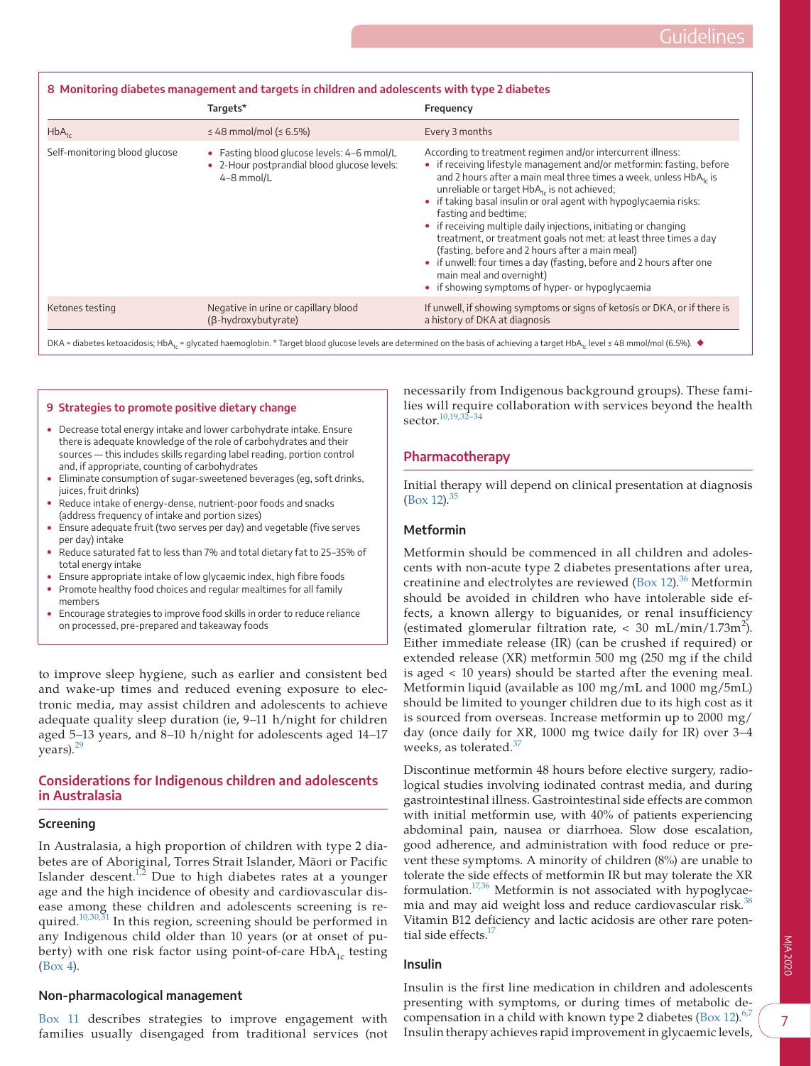**8 Monitoring diabetes management and targets in children and adolescents with type 2 diabetes**

| | Targets* | Frequency |
|---|---|---|
| $HbA_{1c}$ | ≤ 48 mmol/mol (≤ 6.5%) | Every 3 months |
| Self-monitoring blood glucose | • Fasting blood glucose levels: 4–6 mmol/L<br>• 2-Hour postprandial blood glucose levels: 4–8 mmol/L | According to treatment regimen and/or intercurrent illness:<br>• if receiving lifestyle management and/or metformin: fasting, before and 2 hours after a main meal three times a week, unless $HbA_{1c}$ is unreliable or target $HbA_{1c}$ is not achieved;<br>• if taking basal insulin or oral agent with hypoglycaemia risks: fasting and bedtime;<br>• if receiving multiple daily injections, initiating or changing treatment, or treatment goals not met: at least three times a day (fasting, before and 2 hours after a main meal)<br>• if unwell: four times a day (fasting, before and 2 hours after one main meal and overnight)<br>• if showing symptoms of hyper- or hypoglycaemia |
| Ketones testing | Negative in urine or capillary blood (β-hydroxybutyrate) | If unwell, if showing symptoms or signs of ketosis or DKA, or if there is a history of DKA at diagnosis |

DKA = diabetes ketoacidosis; $HbA_{1c}$ = glycated haemoglobin. * Target blood glucose levels are determined on the basis of achieving a target $HbA_{1c}$ level ≤ 48 mmol/mol (6.5%). ◆

**9 Strategies to promote positive dietary change**

- Decrease total energy intake and lower carbohydrate intake. Ensure there is adequate knowledge of the role of carbohydrates and their sources — this includes skills regarding label reading, portion control and, if appropriate, counting of carbohydrates
- Eliminate consumption of sugar-sweetened beverages (eg, soft drinks, juices, fruit drinks)
- Reduce intake of energy-dense, nutrient-poor foods and snacks (address frequency of intake and portion sizes)
- Ensure adequate fruit (two serves per day) and vegetable (five serves per day) intake
- Reduce saturated fat to less than 7% and total dietary fat to 25–35% of total energy intake
- Ensure appropriate intake of low glycaemic index, high fibre foods
- Promote healthy food choices and regular mealtimes for all family members
- Encourage strategies to improve food skills in order to reduce reliance on processed, pre-prepared and takeaway foods

to improve sleep hygiene, such as earlier and consistent bed and wake-up times and reduced evening exposure to electronic media, may assist children and adolescents to achieve adequate quality sleep duration (ie, 9–11 h/night for children aged 5–13 years, and 8–10 h/night for adolescents aged 14–17 years).[29]

## Considerations for Indigenous children and adolescents in Australasia

### Screening

In Australasia, a high proportion of children with type 2 diabetes are of Aboriginal, Torres Strait Islander, Māori or Pacific Islander descent.[1,2] Due to high diabetes rates at a younger age and the high incidence of obesity and cardiovascular disease among these children and adolescents screening is required.[10,30,31] In this region, screening should be performed in any Indigenous child older than 10 years (or at onset of puberty) with one risk factor using point-of-care $HbA_{1c}$ testing (Box 4).

### Non-pharmacological management

Box 11 describes strategies to improve engagement with families usually disengaged from traditional services (not necessarily from Indigenous background groups). These families will require collaboration with services beyond the health sector.[10,19,32–34]

## Pharmacotherapy

Initial therapy will depend on clinical presentation at diagnosis (Box 12).[35]

### Metformin

Metformin should be commenced in all children and adolescents with non-acute type 2 diabetes presentations after urea, creatinine and electrolytes are reviewed (Box 12).[36] Metformin should be avoided in children who have intolerable side effects, a known allergy to biguanides, or renal insufficiency (estimated glomerular filtration rate, < 30 mL/min/1.73m$^2$). Either immediate release (IR) (can be crushed if required) or extended release (XR) metformin 500 mg (250 mg if the child is aged < 10 years) should be started after the evening meal. Metformin liquid (available as 100 mg/mL and 1000 mg/5mL) should be limited to younger children due to its high cost as it is sourced from overseas. Increase metformin up to 2000 mg/day (once daily for XR, 1000 mg twice daily for IR) over 3–4 weeks, as tolerated.[37]

Discontinue metformin 48 hours before elective surgery, radiological studies involving iodinated contrast media, and during gastrointestinal illness. Gastrointestinal side effects are common with initial metformin use, with 40% of patients experiencing abdominal pain, nausea or diarrhoea. Slow dose escalation, good adherence, and administration with food reduce or prevent these symptoms. A minority of children (8%) are unable to tolerate the side effects of metformin IR but may tolerate the XR formulation.[17,36] Metformin is not associated with hypoglycaemia and may aid weight loss and reduce cardiovascular risk.[38] Vitamin B12 deficiency and lactic acidosis are other rare potential side effects.[17]

### Insulin

Insulin is the first line medication in children and adolescents presenting with symptoms, or during times of metabolic decompensation in a child with known type 2 diabetes (Box 12).[6,7] Insulin therapy achieves rapid improvement in glycaemic levels,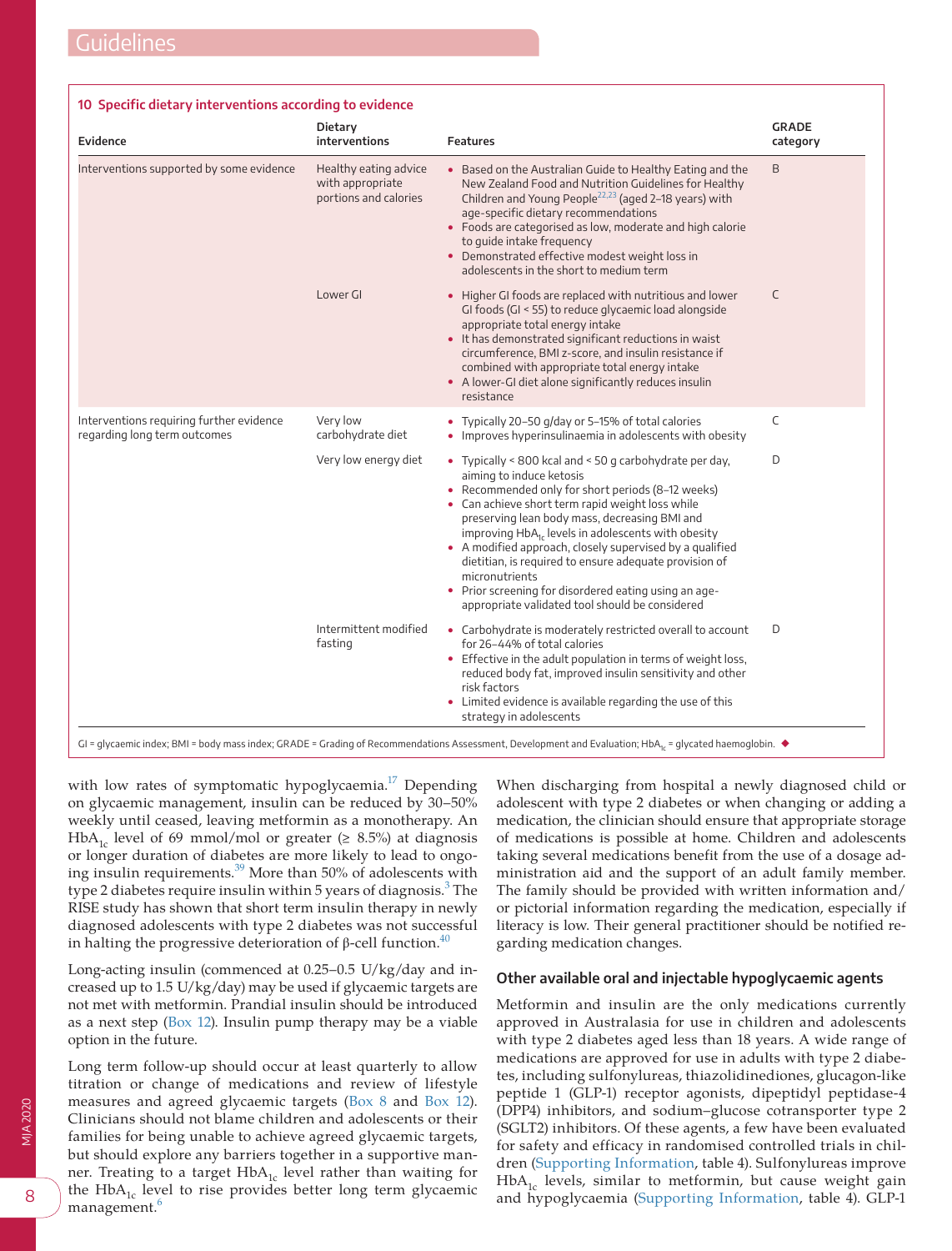**10 Specific dietary interventions according to evidence**

| Evidence | Dietary interventions | Features | GRADE category |
|---|---|---|---|
| Interventions supported by some evidence | Healthy eating advice with appropriate portions and calories | • Based on the Australian Guide to Healthy Eating and the New Zealand Food and Nutrition Guidelines for Healthy Children and Young People[22,23] (aged 2–18 years) with age-specific dietary recommendations<br>• Foods are categorised as low, moderate and high calorie to guide intake frequency<br>• Demonstrated effective modest weight loss in adolescents in the short to medium term | B |
| | Lower GI | • Higher GI foods are replaced with nutritious and lower GI foods (GI < 55) to reduce glycaemic load alongside appropriate total energy intake<br>• It has demonstrated significant reductions in waist circumference, BMI z-score, and insulin resistance if combined with appropriate total energy intake<br>• A lower-GI diet alone significantly reduces insulin resistance | C |
| Interventions requiring further evidence regarding long term outcomes | Very low carbohydrate diet | • Typically 20–50 g/day or 5–15% of total calories<br>• Improves hyperinsulinaemia in adolescents with obesity | C |
| | Very low energy diet | • Typically < 800 kcal and < 50 g carbohydrate per day, aiming to induce ketosis<br>• Recommended only for short periods (8–12 weeks)<br>• Can achieve short term rapid weight loss while preserving lean body mass, decreasing BMI and improving $HbA_{1c}$ levels in adolescents with obesity<br>• A modified approach, closely supervised by a qualified dietitian, is required to ensure adequate provision of micronutrients<br>• Prior screening for disordered eating using an age-appropriate validated tool should be considered | D |
| | Intermittent modified fasting | • Carbohydrate is moderately restricted overall to account for 26–44% of total calories<br>• Effective in the adult population in terms of weight loss, reduced body fat, improved insulin sensitivity and other risk factors<br>• Limited evidence is available regarding the use of this strategy in adolescents | D |

GI = glycaemic index; BMI = body mass index; GRADE = Grading of Recommendations Assessment, Development and Evaluation; $HbA_{1c}$ = glycated haemoglobin. ◆

with low rates of symptomatic hypoglycaemia.[17] Depending on glycaemic management, insulin can be reduced by 30–50% weekly until ceased, leaving metformin as a monotherapy. An $HbA_{1c}$ level of 69 mmol/mol or greater (≥ 8.5%) at diagnosis or longer duration of diabetes are more likely to lead to ongoing insulin requirements.[39] More than 50% of adolescents with type 2 diabetes require insulin within 5 years of diagnosis.[3] The RISE study has shown that short term insulin therapy in newly diagnosed adolescents with type 2 diabetes was not successful in halting the progressive deterioration of β-cell function.[40]

Long-acting insulin (commenced at 0.25–0.5 U/kg/day and increased up to 1.5 U/kg/day) may be used if glycaemic targets are not met with metformin. Prandial insulin should be introduced as a next step (Box 12). Insulin pump therapy may be a viable option in the future.

Long term follow-up should occur at least quarterly to allow titration or change of medications and review of lifestyle measures and agreed glycaemic targets (Box 8 and Box 12). Clinicians should not blame children and adolescents or their families for being unable to achieve agreed glycaemic targets, but should explore any barriers together in a supportive manner. Treating to a target $HbA_{1c}$ level rather than waiting for the $HbA_{1c}$ level to rise provides better long term glycaemic management.[6]

When discharging from hospital a newly diagnosed child or adolescent with type 2 diabetes or when changing or adding a medication, the clinician should ensure that appropriate storage of medications is possible at home. Children and adolescents taking several medications benefit from the use of a dosage administration aid and the support of an adult family member. The family should be provided with written information and/or pictorial information regarding the medication, especially if literacy is low. Their general practitioner should be notified regarding medication changes.

## Other available oral and injectable hypoglycaemic agents

Metformin and insulin are the only medications currently approved in Australasia for use in children and adolescents with type 2 diabetes aged less than 18 years. A wide range of medications are approved for use in adults with type 2 diabetes, including sulfonylureas, thiazolidinediones, glucagon-like peptide 1 (GLP-1) receptor agonists, dipeptidyl peptidase-4 (DPP4) inhibitors, and sodium–glucose cotransporter type 2 (SGLT2) inhibitors. Of these agents, a few have been evaluated for safety and efficacy in randomised controlled trials in children (Supporting Information, table 4). Sulfonylureas improve $HbA_{1c}$ levels, similar to metformin, but cause weight gain and hypoglycaemia (Supporting Information, table 4). GLP-1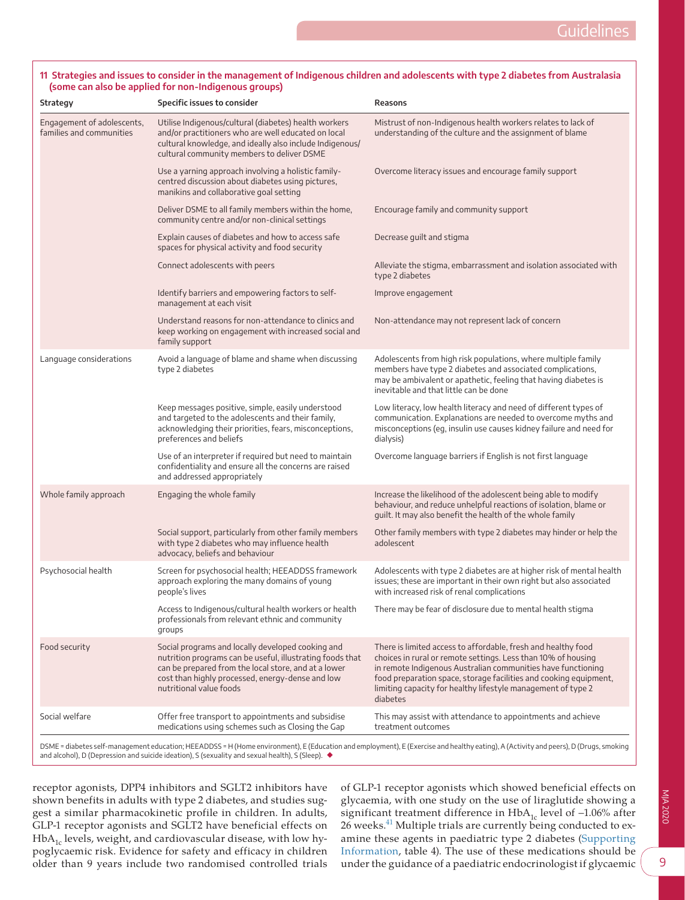**11 Strategies and issues to consider in the management of Indigenous children and adolescents with type 2 diabetes from Australasia (some can also be applied for non-Indigenous groups)**

| Strategy | Specific issues to consider | Reasons |
|---|---|---|
| Engagement of adolescents, families and communities | Utilise Indigenous/cultural (diabetes) health workers and/or practitioners who are well educated on local cultural knowledge, and ideally also include Indigenous/cultural community members to deliver DSME | Mistrust of non-Indigenous health workers relates to lack of understanding of the culture and the assignment of blame |
| | Use a yarning approach involving a holistic family-centred discussion about diabetes using pictures, manikins and collaborative goal setting | Overcome literacy issues and encourage family support |
| | Deliver DSME to all family members within the home, community centre and/or non-clinical settings | Encourage family and community support |
| | Explain causes of diabetes and how to access safe spaces for physical activity and food security | Decrease guilt and stigma |
| | Connect adolescents with peers | Alleviate the stigma, embarrassment and isolation associated with type 2 diabetes |
| | Identify barriers and empowering factors to self-management at each visit | Improve engagement |
| | Understand reasons for non-attendance to clinics and keep working on engagement with increased social and family support | Non-attendance may not represent lack of concern |
| Language considerations | Avoid a language of blame and shame when discussing type 2 diabetes | Adolescents from high risk populations, where multiple family members have type 2 diabetes and associated complications, may be ambivalent or apathetic, feeling that having diabetes is inevitable and that little can be done |
| | Keep messages positive, simple, easily understood and targeted to the adolescents and their family, acknowledging their priorities, fears, misconceptions, preferences and beliefs | Low literacy, low health literacy and need of different types of communication. Explanations are needed to overcome myths and misconceptions (eg, insulin use causes kidney failure and need for dialysis) |
| | Use of an interpreter if required but need to maintain confidentiality and ensure all the concerns are raised and addressed appropriately | Overcome language barriers if English is not first language |
| Whole family approach | Engaging the whole family | Increase the likelihood of the adolescent being able to modify behaviour, and reduce unhelpful reactions of isolation, blame or guilt. It may also benefit the health of the whole family |
| | Social support, particularly from other family members with type 2 diabetes who may influence health advocacy, beliefs and behaviour | Other family members with type 2 diabetes may hinder or help the adolescent |
| Psychosocial health | Screen for psychosocial health; HEEADDSS framework approach exploring the many domains of young people's lives | Adolescents with type 2 diabetes are at higher risk of mental health issues; these are important in their own right but also associated with increased risk of renal complications |
| | Access to Indigenous/cultural health workers or health professionals from relevant ethnic and community groups | There may be fear of disclosure due to mental health stigma |
| Food security | Social programs and locally developed cooking and nutrition programs can be useful, illustrating foods that can be prepared from the local store, and at a lower cost than highly processed, energy-dense and low nutritional value foods | There is limited access to affordable, fresh and healthy food choices in rural or remote settings. Less than 10% of housing in remote Indigenous Australian communities have functioning food preparation space, storage facilities and cooking equipment, limiting capacity for healthy lifestyle management of type 2 diabetes |
| Social welfare | Offer free transport to appointments and subsidise medications using schemes such as Closing the Gap | This may assist with attendance to appointments and achieve treatment outcomes |

DSME = diabetes self-management education; HEEADDSS = H (Home environment), E (Education and employment), E (Exercise and healthy eating), A (Activity and peers), D (Drugs, smoking and alcohol), D (Depression and suicide ideation), S (sexuality and sexual health), S (Sleep). ◆

receptor agonists, DPP4 inhibitors and SGLT2 inhibitors have shown benefits in adults with type 2 diabetes, and studies suggest a similar pharmacokinetic profile in children. In adults, GLP-1 receptor agonists and SGLT2 have beneficial effects on $HbA_{1c}$ levels, weight, and cardiovascular disease, with low hypoglycaemic risk. Evidence for safety and efficacy in children older than 9 years include two randomised controlled trials of GLP-1 receptor agonists which showed beneficial effects on glycaemia, with one study on the use of liraglutide showing a significant treatment difference in $HbA_{1c}$ level of −1.06% after 26 weeks.[41] Multiple trials are currently being conducted to examine these agents in paediatric type 2 diabetes (Supporting Information, table 4). The use of these medications should be under the guidance of a paediatric endocrinologist if glycaemic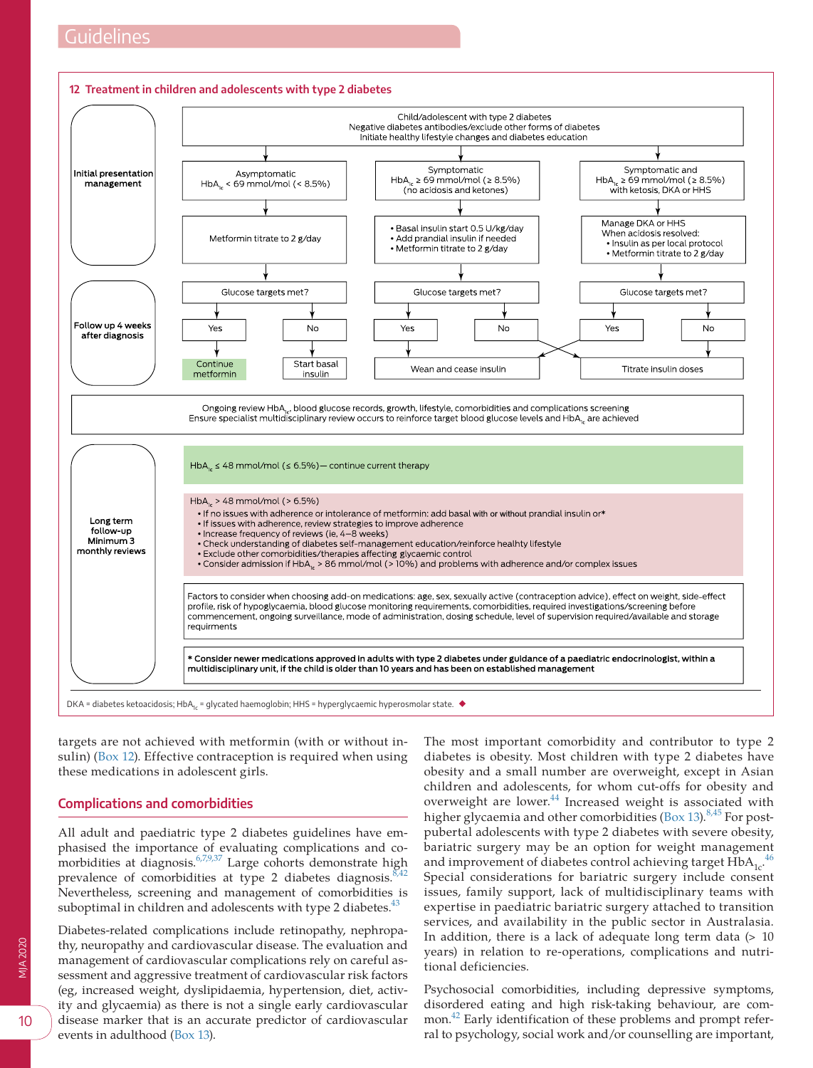**12 Treatment in children and adolescents with type 2 diabetes**

**Initial presentation management**

Child/adolescent with type 2 diabetes
Negative diabetes antibodies/exclude other forms of diabetes
Initiate healthy lifestyle changes and diabetes education

| Asymptomatic $HbA_{1c}$ < 69 mmol/mol (< 8.5%) | Symptomatic $HbA_{1c}$ ≥ 69 mmol/mol (≥ 8.5%) (no acidosis and ketones) | Symptomatic and $HbA_{1c}$ ≥ 69 mmol/mol (≥ 8.5%) with ketosis, DKA or HHS |
| --- | --- | --- |
| Metformin titrate to 2 g/day | • Basal insulin start 0.5 U/kg/day<br>• Add prandial insulin if needed<br>• Metformin titrate to 2 g/day | Manage DKA or HHS<br>When acidosis resolved:<br>• Insulin as per local protocol<br>• Metformin titrate to 2 g/day |

**Follow up 4 weeks after diagnosis**

| Glucose targets met? | Glucose targets met? | Glucose targets met? |
| --- | --- | --- |
| Yes → Continue metformin; No → Start basal insulin | Yes → Wean and cease insulin; No → Titrate insulin doses | Yes → Wean and cease insulin; No → Titrate insulin doses |

Ongoing review $HbA_{1c}$, blood glucose records, growth, lifestyle, comorbidities and complications screening
Ensure specialist multidisciplinary review occurs to reinforce target blood glucose levels and $HbA_{1c}$ are achieved

**Long term follow-up Minimum 3 monthly reviews**

$HbA_{1c}$ ≤ 48 mmol/mol (≤ 6.5%)— continue current therapy

$HbA_{1c}$ > 48 mmol/mol (> 6.5%)
- If no issues with adherence or intolerance of metformin: add basal with or without prandial insulin or*
- If issues with adherence, review strategies to improve adherence
- Increase frequency of reviews (ie, 4–8 weeks)
- Check understanding of diabetes self-management education/reinforce healthy lifestyle
- Exclude other comorbidities/therapies affecting glycaemic control
- Consider admission if $HbA_{1c}$ > 86 mmol/mol (> 10%) and problems with adherence and/or complex issues

Factors to consider when choosing add-on medications: age, sex, sexually active (contraception advice), effect on weight, side-effect profile, risk of hypoglycaemia, blood glucose monitoring requirements, comorbidities, required investigations/screening before commencement, ongoing surveillance, mode of administration, dosing schedule, level of supervision required/available and storage requirments

**\* Consider newer medications approved in adults with type 2 diabetes under guidance of a paediatric endocrinologist, within a multidisciplinary unit, if the child is older than 10 years and has been on established management**

DKA = diabetes ketoacidosis; $HbA_{1c}$ = glycated haemoglobin; HHS = hyperglycaemic hyperosmolar state.

targets are not achieved with metformin (with or without insulin) (Box 12). Effective contraception is required when using these medications in adolescent girls.

## Complications and comorbidities

All adult and paediatric type 2 diabetes guidelines have emphasised the importance of evaluating complications and comorbidities at diagnosis.[6,7,9,37] Large cohorts demonstrate high prevalence of comorbidities at type 2 diabetes diagnosis.[8,42] Nevertheless, screening and management of comorbidities is suboptimal in children and adolescents with type 2 diabetes.[43]

Diabetes-related complications include retinopathy, nephropathy, neuropathy and cardiovascular disease. The evaluation and management of cardiovascular complications rely on careful assessment and aggressive treatment of cardiovascular risk factors (eg, increased weight, dyslipidaemia, hypertension, diet, activity and glycaemia) as there is not a single early cardiovascular disease marker that is an accurate predictor of cardiovascular events in adulthood (Box 13).

The most important comorbidity and contributor to type 2 diabetes is obesity. Most children with type 2 diabetes have obesity and a small number are overweight, except in Asian children and adolescents, for whom cut-offs for obesity and overweight are lower.[44] Increased weight is associated with higher glycaemia and other comorbidities (Box 13).[8,45] For post-pubertal adolescents with type 2 diabetes with severe obesity, bariatric surgery may be an option for weight management and improvement of diabetes control achieving target $HbA_{1c}$.[46] Special considerations for bariatric surgery include consent issues, family support, lack of multidisciplinary teams with expertise in paediatric bariatric surgery attached to transition services, and availability in the public sector in Australasia. In addition, there is a lack of adequate long term data (> 10 years) in relation to re-operations, complications and nutritional deficiencies.

Psychosocial comorbidities, including depressive symptoms, disordered eating and high risk-taking behaviour, are common.[42] Early identification of these problems and prompt referral to psychology, social work and/or counselling are important,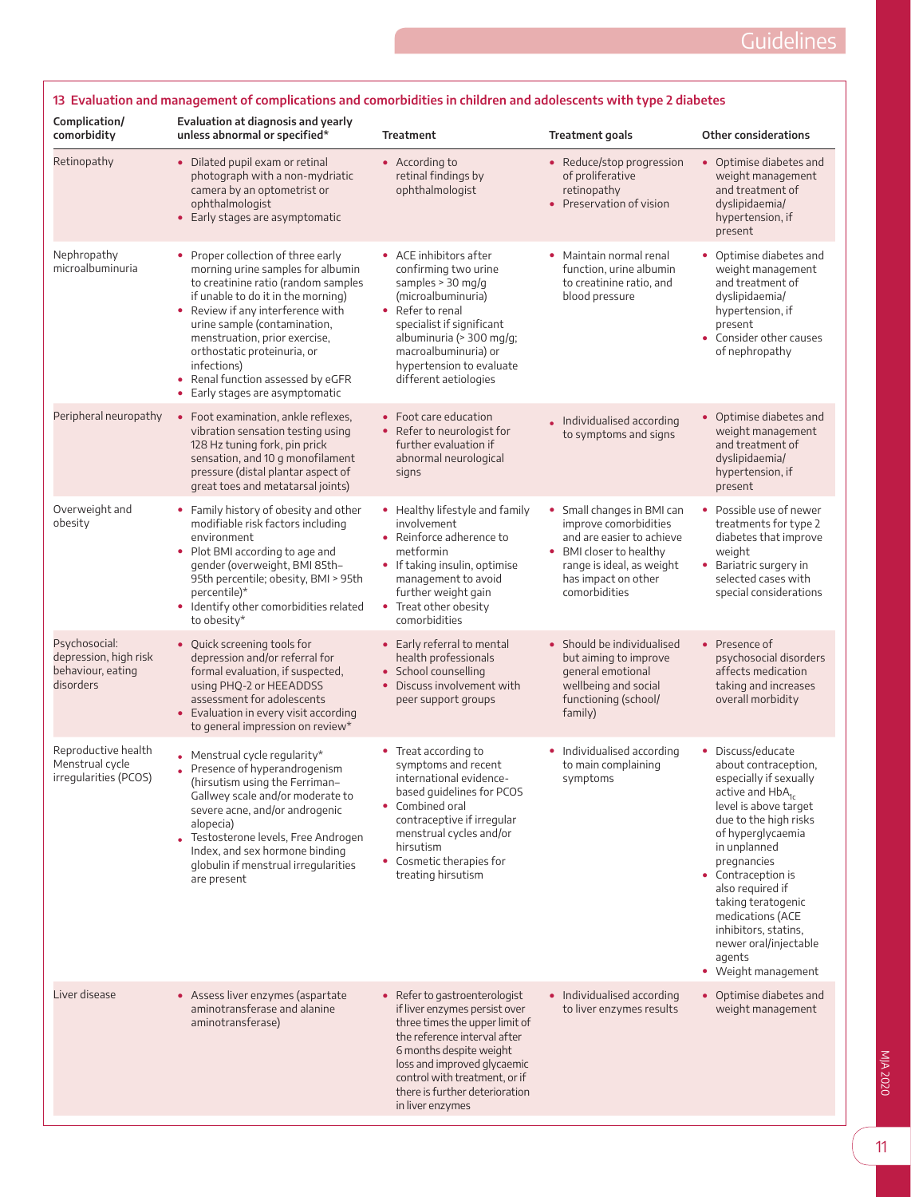## 13 Evaluation and management of complications and comorbidities in children and adolescents with type 2 diabetes

| Complication/ comorbidity | Evaluation at diagnosis and yearly unless abnormal or specified* | Treatment | Treatment goals | Other considerations |
|---|---|---|---|---|
| Retinopathy | • Dilated pupil exam or retinal photograph with a non-mydriatic camera by an optometrist or ophthalmologist<br>• Early stages are asymptomatic | • According to retinal findings by ophthalmologist | • Reduce/stop progression of proliferative retinopathy<br>• Preservation of vision | • Optimise diabetes and weight management and treatment of dyslipidaemia/ hypertension, if present |
| Nephropathy microalbuminuria | • Proper collection of three early morning urine samples for albumin to creatinine ratio (random samples if unable to do it in the morning)<br>• Review if any interference with urine sample (contamination, menstruation, prior exercise, orthostatic proteinuria, or infections)<br>• Renal function assessed by eGFR<br>• Early stages are asymptomatic | • ACE inhibitors after confirming two urine samples > 30 mg/g (microalbuminuria)<br>• Refer to renal specialist if significant albuminuria (> 300 mg/g; macroalbuminuria) or hypertension to evaluate different aetiologies | • Maintain normal renal function, urine albumin to creatinine ratio, and blood pressure | • Optimise diabetes and weight management and treatment of dyslipidaemia/ hypertension, if present<br>• Consider other causes of nephropathy |
| Peripheral neuropathy | • Foot examination, ankle reflexes, vibration sensation testing using 128 Hz tuning fork, pin prick sensation, and 10 g monofilament pressure (distal plantar aspect of great toes and metatarsal joints) | • Foot care education<br>• Refer to neurologist for further evaluation if abnormal neurological signs | • Individualised according to symptoms and signs | • Optimise diabetes and weight management and treatment of dyslipidaemia/ hypertension, if present |
| Overweight and obesity | • Family history of obesity and other modifiable risk factors including environment<br>• Plot BMI according to age and gender (overweight, BMI 85th–95th percentile; obesity, BMI > 95th percentile)*<br>• Identify other comorbidities related to obesity* | • Healthy lifestyle and family involvement<br>• Reinforce adherence to metformin<br>• If taking insulin, optimise management to avoid further weight gain<br>• Treat other obesity comorbidities | • Small changes in BMI can improve comorbidities and are easier to achieve<br>• BMI closer to healthy range is ideal, as weight has impact on other comorbidities | • Possible use of newer treatments for type 2 diabetes that improve weight<br>• Bariatric surgery in selected cases with special considerations |
| Psychosocial: depression, high risk behaviour, eating disorders | • Quick screening tools for depression and/or referral for formal evaluation, if suspected, using PHQ-2 or HEEADDSS assessment for adolescents<br>• Evaluation in every visit according to general impression on review* | • Early referral to mental health professionals<br>• School counselling<br>• Discuss involvement with peer support groups | • Should be individualised but aiming to improve general emotional wellbeing and social functioning (school/ family) | • Presence of psychosocial disorders affects medication taking and increases overall morbidity |
| Reproductive health Menstrual cycle irregularities (PCOS) | • Menstrual cycle regularity*<br>• Presence of hyperandrogenism (hirsutism using the Ferriman–Gallwey scale and/or moderate to severe acne, and/or androgenic alopecia)<br>• Testosterone levels, Free Androgen Index, and sex hormone binding globulin if menstrual irregularities are present | • Treat according to symptoms and recent international evidence-based guidelines for PCOS<br>• Combined oral contraceptive if irregular menstrual cycles and/or hirsutism<br>• Cosmetic therapies for treating hirsutism | • Individualised according to main complaining symptoms | • Discuss/educate about contraception, especially if sexually active and $HbA_{1c}$ level is above target due to the high risks of hyperglycaemia in unplanned pregnancies<br>• Contraception is also required if taking teratogenic medications (ACE inhibitors, statins, newer oral/injectable agents)<br>• Weight management |
| Liver disease | • Assess liver enzymes (aspartate aminotransferase and alanine aminotransferase) | • Refer to gastroenterologist if liver enzymes persist over three times the upper limit of the reference interval after 6 months despite weight loss and improved glycaemic control with treatment, or if there is further deterioration in liver enzymes | • Individualised according to liver enzymes results | • Optimise diabetes and weight management |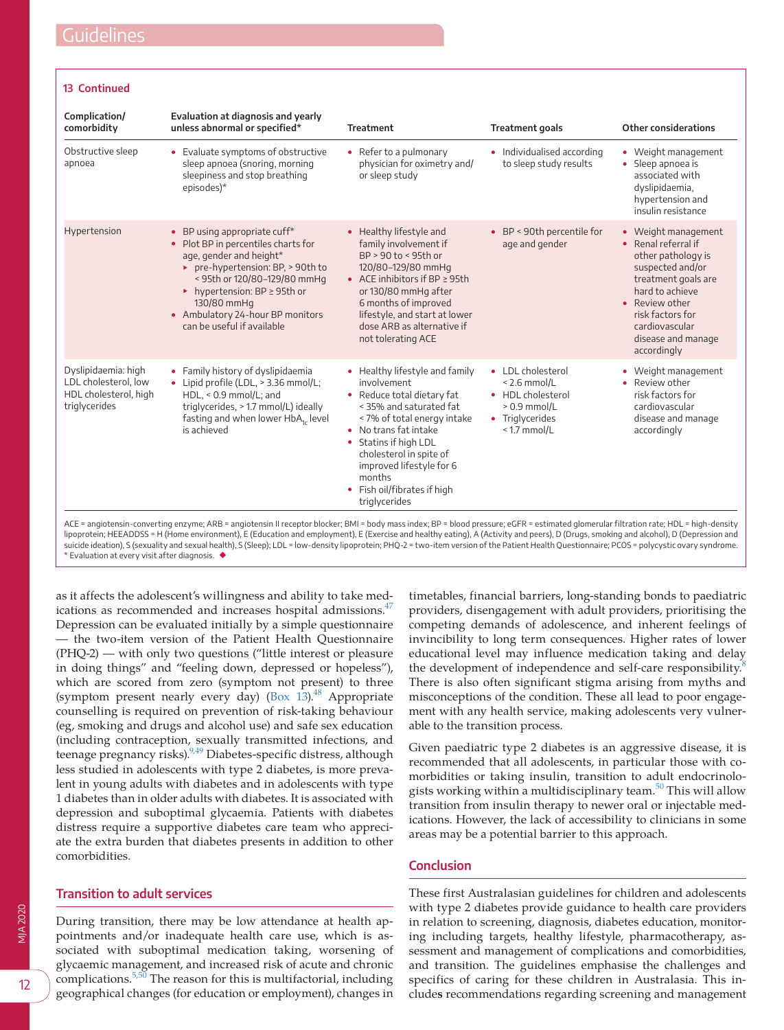**13 Continued**

| Complication/ comorbidity | Evaluation at diagnosis and yearly unless abnormal or specified* | Treatment | Treatment goals | Other considerations |
|---|---|---|---|---|
| Obstructive sleep apnoea | • Evaluate symptoms of obstructive sleep apnoea (snoring, morning sleepiness and stop breathing episodes)* | • Refer to a pulmonary physician for oximetry and/ or sleep study | • Individualised according to sleep study results | • Weight management<br>• Sleep apnoea is associated with dyslipidaemia, hypertension and insulin resistance |
| Hypertension | • BP using appropriate cuff*<br>• Plot BP in percentiles charts for age, gender and height*<br>▸ pre-hypertension: BP, > 90th to < 95th or 120/80–129/80 mmHg<br>▸ hypertension: BP ≥ 95th or 130/80 mmHg<br>• Ambulatory 24-hour BP monitors can be useful if available | • Healthy lifestyle and family involvement if BP > 90 to < 95th or 120/80–129/80 mmHg<br>• ACE inhibitors if BP ≥ 95th or 130/80 mmHg after 6 months of improved lifestyle, and start at lower dose ARB as alternative if not tolerating ACE | • BP < 90th percentile for age and gender | • Weight management<br>• Renal referral if other pathology is suspected and/or treatment goals are hard to achieve<br>• Review other risk factors for cardiovascular disease and manage accordingly |
| Dyslipidaemia: high LDL cholesterol, low HDL cholesterol, high triglycerides | • Family history of dyslipidaemia<br>• Lipid profile (LDL, > 3.36 mmol/L; HDL, < 0.9 mmol/L; and triglycerides, > 1.7 mmol/L) ideally fasting and when lower $HbA_{1c}$ level is achieved | • Healthy lifestyle and family involvement<br>• Reduce total dietary fat < 35% and saturated fat < 7% of total energy intake<br>• No trans fat intake<br>• Statins if high LDL cholesterol in spite of improved lifestyle for 6 months<br>• Fish oil/fibrates if high triglycerides | • LDL cholesterol < 2.6 mmol/L<br>• HDL cholesterol > 0.9 mmol/L<br>• Triglycerides < 1.7 mmol/L | • Weight management<br>• Review other risk factors for cardiovascular disease and manage accordingly |

ACE = angiotensin-converting enzyme; ARB = angiotensin II receptor blocker; BMI = body mass index; BP = blood pressure; eGFR = estimated glomerular filtration rate; HDL = high-density lipoprotein; HEEADDSS = H (Home environment), E (Education and employment), E (Exercise and healthy eating), A (Activity and peers), D (Drugs, smoking and alcohol), D (Depression and suicide ideation), S (sexuality and sexual health), S (Sleep); LDL = low-density lipoprotein; PHQ-2 = two-item version of the Patient Health Questionnaire; PCOS = polycystic ovary syndrome.
* Evaluation at every visit after diagnosis. ◆

as it affects the adolescent's willingness and ability to take medications as recommended and increases hospital admissions.[47] Depression can be evaluated initially by a simple questionnaire — the two-item version of the Patient Health Questionnaire (PHQ-2) — with only two questions ("little interest or pleasure in doing things" and "feeling down, depressed or hopeless"), which are scored from zero (symptom not present) to three (symptom present nearly every day) (Box 13).[48] Appropriate counselling is required on prevention of risk-taking behaviour (eg, smoking and drugs and alcohol use) and safe sex education (including contraception, sexually transmitted infections, and teenage pregnancy risks).[9,49] Diabetes-specific distress, although less studied in adolescents with type 2 diabetes, is more prevalent in young adults with diabetes and in adolescents with type 1 diabetes than in older adults with diabetes. It is associated with depression and suboptimal glycaemia. Patients with diabetes distress require a supportive diabetes care team who appreciate the extra burden that diabetes presents in addition to other comorbidities.

## Transition to adult services

During transition, there may be low attendance at health appointments and/or inadequate health care use, which is associated with suboptimal medication taking, worsening of glycaemic management, and increased risk of acute and chronic complications.[5,50] The reason for this is multifactorial, including geographical changes (for education or employment), changes in timetables, financial barriers, long-standing bonds to paediatric providers, disengagement with adult providers, prioritising the competing demands of adolescence, and inherent feelings of invincibility to long term consequences. Higher rates of lower educational level may influence medication taking and delay the development of independence and self-care responsibility.[8] There is also often significant stigma arising from myths and misconceptions of the condition. These all lead to poor engagement with any health service, making adolescents very vulnerable to the transition process.

Given paediatric type 2 diabetes is an aggressive disease, it is recommended that all adolescents, in particular those with comorbidities or taking insulin, transition to adult endocrinologists working within a multidisciplinary team.[50] This will allow transition from insulin therapy to newer oral or injectable medications. However, the lack of accessibility to clinicians in some areas may be a potential barrier to this approach.

## Conclusion

These first Australasian guidelines for children and adolescents with type 2 diabetes provide guidance to health care providers in relation to screening, diagnosis, diabetes education, monitoring including targets, healthy lifestyle, pharmacotherapy, assessment and management of complications and comorbidities, and transition. The guidelines emphasise the challenges and specifics of caring for these children in Australasia. This includes recommendations regarding screening and management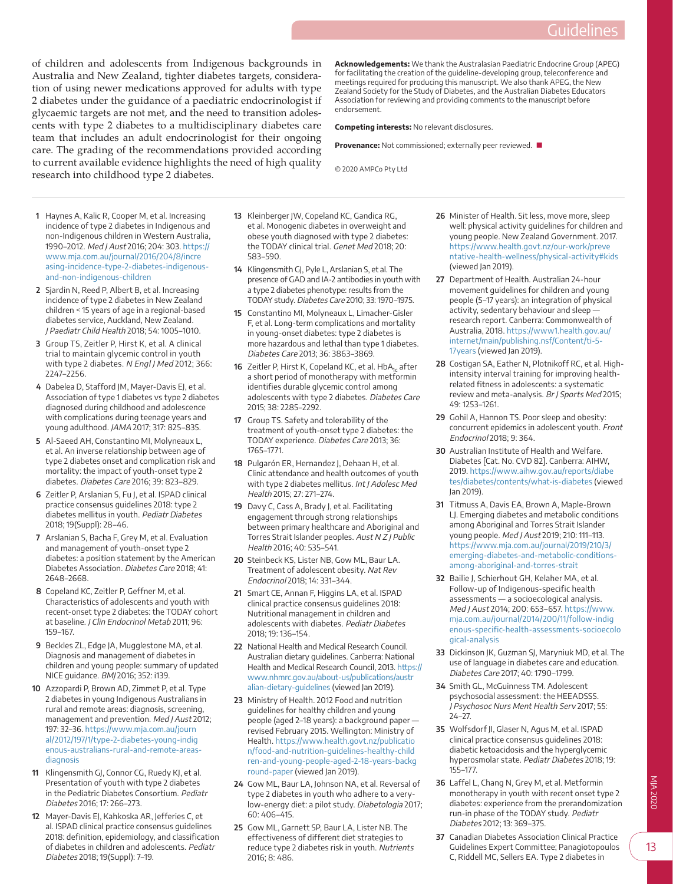of children and adolescents from Indigenous backgrounds in Australia and New Zealand, tighter diabetes targets, consideration of using newer medications approved for adults with type 2 diabetes under the guidance of a paediatric endocrinologist if glycaemic targets are not met, and the need to transition adolescents with type 2 diabetes to a multidisciplinary diabetes care team that includes an adult endocrinologist for their ongoing care. The grading of the recommendations provided according to current available evidence highlights the need of high quality research into childhood type 2 diabetes.

**Acknowledgements:** We thank the Australasian Paediatric Endocrine Group (APEG) for facilitating the creation of the guideline-developing group, teleconference and meetings required for producing this manuscript. We also thank APEG, the New Zealand Society for the Study of Diabetes, and the Australian Diabetes Educators Association for reviewing and providing comments to the manuscript before endorsement.

**Competing interests:** No relevant disclosures.

**Provenance:** Not commissioned; externally peer reviewed. ■

© 2020 AMPCo Pty Ltd

1. Haynes A, Kalic R, Cooper M, et al. Increasing incidence of type 2 diabetes in Indigenous and non-Indigenous children in Western Australia, 1990–2012. *Med J Aust* 2016; 204: 303. https://www.mja.com.au/journal/2016/204/8/increasing-incidence-type-2-diabetes-indigenous-and-non-indigenous-children
2. Sjardin N, Reed P, Albert B, et al. Increasing incidence of type 2 diabetes in New Zealand children < 15 years of age in a regional-based diabetes service, Auckland, New Zealand. *J Paediatr Child Health* 2018; 54: 1005–1010.
3. Group TS, Zeitler P, Hirst K, et al. A clinical trial to maintain glycemic control in youth with type 2 diabetes. *N Engl J Med* 2012; 366: 2247–2256.
4. Dabelea D, Stafford JM, Mayer-Davis EJ, et al. Association of type 1 diabetes vs type 2 diabetes diagnosed during childhood and adolescence with complications during teenage years and young adulthood. *JAMA* 2017; 317: 825–835.
5. Al-Saeed AH, Constantino MI, Molyneaux L, et al. An inverse relationship between age of type 2 diabetes onset and complication risk and mortality: the impact of youth-onset type 2 diabetes. *Diabetes Care* 2016; 39: 823–829.
6. Zeitler P, Arslanian S, Fu J, et al. ISPAD clinical practice consensus guidelines 2018: type 2 diabetes mellitus in youth. *Pediatr Diabetes* 2018; 19(Suppl): 28–46.
7. Arslanian S, Bacha F, Grey M, et al. Evaluation and management of youth-onset type 2 diabetes: a position statement by the American Diabetes Association. *Diabetes Care* 2018; 41: 2648–2668.
8. Copeland KC, Zeitler P, Geffner M, et al. Characteristics of adolescents and youth with recent-onset type 2 diabetes: the TODAY cohort at baseline. *J Clin Endocrinol Metab* 2011; 96: 159–167.
9. Beckles ZL, Edge JA, Mugglestone MA, et al. Diagnosis and management of diabetes in children and young people: summary of updated NICE guidance. *BMJ* 2016; 352: i139.
10. Azzopardi P, Brown AD, Zimmet P, et al. Type 2 diabetes in young Indigenous Australians in rural and remote areas: diagnosis, screening, management and prevention. *Med J Aust* 2012; 197: 32–36. https://www.mja.com.au/journal/2012/197/1/type-2-diabetes-young-indigenous-australians-rural-and-remote-areas-diagnosis
11. Klingensmith GJ, Connor CG, Ruedy KJ, et al. Presentation of youth with type 2 diabetes in the Pediatric Diabetes Consortium. *Pediatr Diabetes* 2016; 17: 266–273.
12. Mayer-Davis EJ, Kahkoska AR, Jefferies C, et al. ISPAD clinical practice consensus guidelines 2018: definition, epidemiology, and classification of diabetes in children and adolescents. *Pediatr Diabetes* 2018; 19(Suppl): 7–19.
13. Kleinberger JW, Copeland KC, Gandica RG, et al. Monogenic diabetes in overweight and obese youth diagnosed with type 2 diabetes: the TODAY clinical trial. *Genet Med* 2018; 20: 583–590.
14. Klingensmith GJ, Pyle L, Arslanian S, et al. The presence of GAD and IA-2 antibodies in youth with a type 2 diabetes phenotype: results from the TODAY study. *Diabetes Care* 2010; 33: 1970–1975.
15. Constantino MI, Molyneaux L, Limacher-Gisler F, et al. Long-term complications and mortality in young-onset diabetes: type 2 diabetes is more hazardous and lethal than type 1 diabetes. *Diabetes Care* 2013; 36: 3863–3869.
16. Zeitler P, Hirst K, Copeland KC, et al. $HbA_{1c}$ after a short period of monotherapy with metformin identifies durable glycemic control among adolescents with type 2 diabetes. *Diabetes Care* 2015; 38: 2285–2292.
17. Group TS. Safety and tolerability of the treatment of youth-onset type 2 diabetes: the TODAY experience. *Diabetes Care* 2013; 36: 1765–1771.
18. Pulgarón ER, Hernandez J, Dehaan H, et al. Clinic attendance and health outcomes of youth with type 2 diabetes mellitus. *Int J Adolesc Med Health* 2015; 27: 271–274.
19. Davy C, Cass A, Brady J, et al. Facilitating engagement through strong relationships between primary healthcare and Aboriginal and Torres Strait Islander peoples. *Aust N Z J Public Health* 2016; 40: 535–541.
20. Steinbeck KS, Lister NB, Gow ML, Baur LA. Treatment of adolescent obesity. *Nat Rev Endocrinol* 2018; 14: 331–344.
21. Smart CE, Annan F, Higgins LA, et al. ISPAD clinical practice consensus guidelines 2018: Nutritional management in children and adolescents with diabetes. *Pediatr Diabetes* 2018; 19: 136–154.
22. National Health and Medical Research Council. Australian dietary guidelines. Canberra: National Health and Medical Research Council, 2013. https://www.nhmrc.gov.au/about-us/publications/australian-dietary-guidelines (viewed Jan 2019).
23. Ministry of Health. 2012 Food and nutrition guidelines for healthy children and young people (aged 2–18 years): a background paper — revised February 2015. Wellington: Ministry of Health. https://www.health.govt.nz/publication/food-and-nutrition-guidelines-healthy-children-and-young-people-aged-2-18-years-background-paper (viewed Jan 2019).
24. Gow ML, Baur LA, Johnson NA, et al. Reversal of type 2 diabetes in youth who adhere to a very-low-energy diet: a pilot study. *Diabetologia* 2017; 60: 406–415.
25. Gow ML, Garnett SP, Baur LA, Lister NB. The effectiveness of different diet strategies to reduce type 2 diabetes risk in youth. *Nutrients* 2016; 8: 486.
26. Minister of Health. Sit less, move more, sleep well: physical activity guidelines for children and young people. New Zealand Government. 2017. https://www.health.govt.nz/our-work/preventative-health-wellness/physical-activity#kids (viewed Jan 2019).
27. Department of Health. Australian 24-hour movement guidelines for children and young people (5–17 years): an integration of physical activity, sedentary behaviour and sleep — research report. Canberra: Commonwealth of Australia, 2018. https://www1.health.gov.au/internet/main/publishing.nsf/Content/ti-5-17years (viewed Jan 2019).
28. Costigan SA, Eather N, Plotnikoff RC, et al. High-intensity interval training for improving health-related fitness in adolescents: a systematic review and meta-analysis. *Br J Sports Med* 2015; 49: 1253–1261.
29. Gohil A, Hannon TS. Poor sleep and obesity: concurrent epidemics in adolescent youth. *Front Endocrinol* 2018; 9: 364.
30. Australian Institute of Health and Welfare. Diabetes [Cat. No. CVD 82]. Canberra: AIHW, 2019. https://www.aihw.gov.au/reports/diabetes/diabetes/contents/what-is-diabetes (viewed Jan 2019).
31. Titmuss A, Davis EA, Brown A, Maple-Brown LJ. Emerging diabetes and metabolic conditions among Aboriginal and Torres Strait Islander young people. *Med J Aust* 2019; 210: 111–113. https://www.mja.com.au/journal/2019/210/3/emerging-diabetes-and-metabolic-conditions-among-aboriginal-and-torres-strait
32. Bailie J, Schierhout GH, Kelaher MA, et al. Follow-up of Indigenous-specific health assessments — a socioecological analysis. *Med J Aust* 2014; 200: 653–657. https://www.mja.com.au/journal/2014/200/11/follow-indigenous-specific-health-assessments-socioecological-analysis
33. Dickinson JK, Guzman SJ, Maryniuk MD, et al. The use of language in diabetes care and education. *Diabetes Care* 2017; 40: 1790–1799.
34. Smith GL, McGuinness TM. Adolescent psychosocial assessment: the HEEADSSS. *J Psychosoc Nurs Ment Health Serv* 2017; 55: 24–27.
35. Wolfsdorf JI, Glaser N, Agus M, et al. ISPAD clinical practice consensus guidelines 2018: diabetic ketoacidosis and the hyperglycemic hyperosmolar state. *Pediatr Diabetes* 2018; 19: 155–177.
36. Laffel L, Chang N, Grey M, et al. Metformin monotherapy in youth with recent onset type 2 diabetes: experience from the prerandomization run-in phase of the TODAY study. *Pediatr Diabetes* 2012; 13: 369–375.
37. Canadian Diabetes Association Clinical Practice Guidelines Expert Committee; Panagiotopoulos C, Riddell MC, Sellers EA. Type 2 diabetes in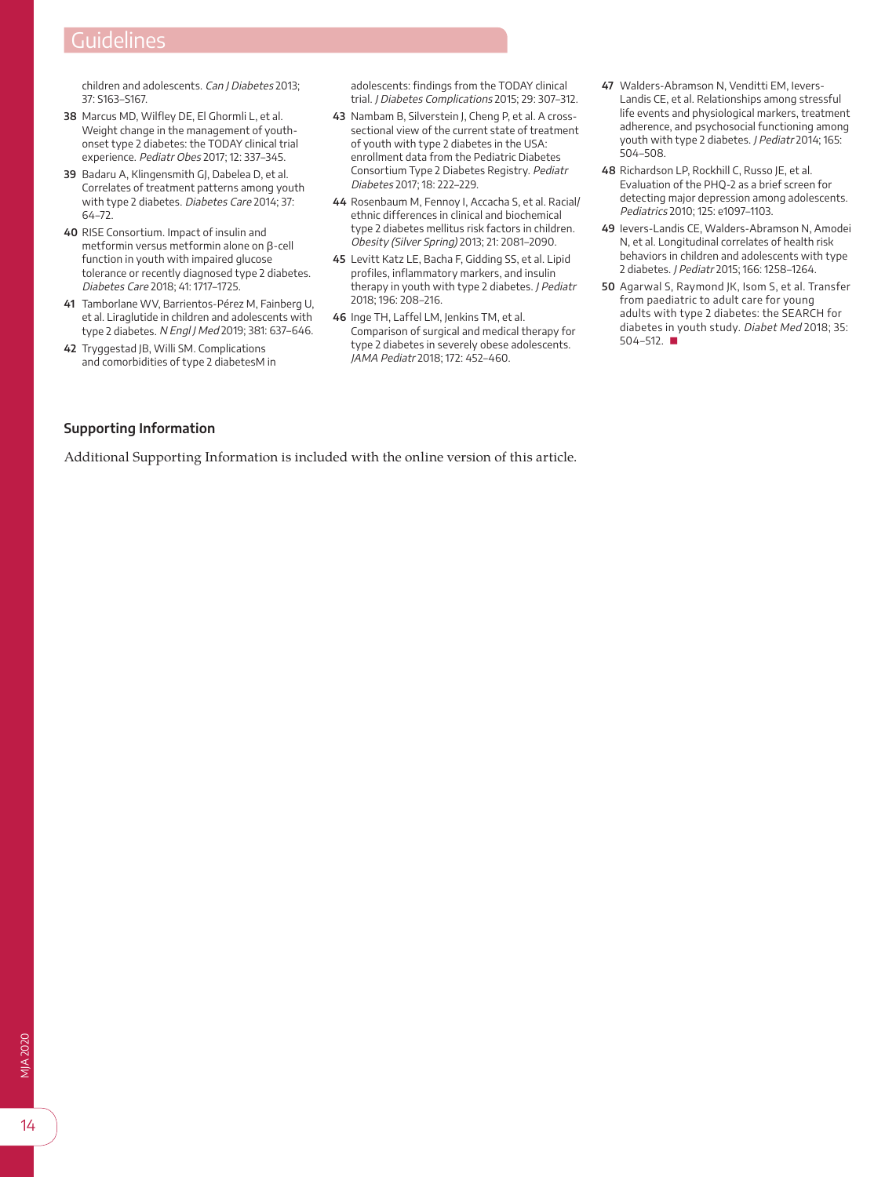children and adolescents. *Can J Diabetes* 2013; 37: S163–S167.

**38** Marcus MD, Wilfley DE, El Ghormli L, et al. Weight change in the management of youth-onset type 2 diabetes: the TODAY clinical trial experience. *Pediatr Obes* 2017; 12: 337–345.

**39** Badaru A, Klingensmith GJ, Dabelea D, et al. Correlates of treatment patterns among youth with type 2 diabetes. *Diabetes Care* 2014; 37: 64–72.

**40** RISE Consortium. Impact of insulin and metformin versus metformin alone on β-cell function in youth with impaired glucose tolerance or recently diagnosed type 2 diabetes. *Diabetes Care* 2018; 41: 1717–1725.

**41** Tamborlane WV, Barrientos-Pérez M, Fainberg U, et al. Liraglutide in children and adolescents with type 2 diabetes. *N Engl J Med* 2019; 381: 637–646.

**42** Tryggestad JB, Willi SM. Complications and comorbidities of type 2 diabetesM in adolescents: findings from the TODAY clinical trial. *J Diabetes Complications* 2015; 29: 307–312.

**43** Nambam B, Silverstein J, Cheng P, et al. A cross-sectional view of the current state of treatment of youth with type 2 diabetes in the USA: enrollment data from the Pediatric Diabetes Consortium Type 2 Diabetes Registry. *Pediatr Diabetes* 2017; 18: 222–229.

**44** Rosenbaum M, Fennoy I, Accacha S, et al. Racial/ethnic differences in clinical and biochemical type 2 diabetes mellitus risk factors in children. *Obesity (Silver Spring)* 2013; 21: 2081–2090.

**45** Levitt Katz LE, Bacha F, Gidding SS, et al. Lipid profiles, inflammatory markers, and insulin therapy in youth with type 2 diabetes. *J Pediatr* 2018; 196: 208–216.

**46** Inge TH, Laffel LM, Jenkins TM, et al. Comparison of surgical and medical therapy for type 2 diabetes in severely obese adolescents. *JAMA Pediatr* 2018; 172: 452–460.

**47** Walders-Abramson N, Venditti EM, Ievers-Landis CE, et al. Relationships among stressful life events and physiological markers, treatment adherence, and psychosocial functioning among youth with type 2 diabetes. *J Pediatr* 2014; 165: 504–508.

**48** Richardson LP, Rockhill C, Russo JE, et al. Evaluation of the PHQ-2 as a brief screen for detecting major depression among adolescents. *Pediatrics* 2010; 125: e1097–1103.

**49** Ievers-Landis CE, Walders-Abramson N, Amodei N, et al. Longitudinal correlates of health risk behaviors in children and adolescents with type 2 diabetes. *J Pediatr* 2015; 166: 1258–1264.

**50** Agarwal S, Raymond JK, Isom S, et al. Transfer from paediatric to adult care for young adults with type 2 diabetes: the SEARCH for diabetes in youth study. *Diabet Med* 2018; 35: 504–512. ■

## Supporting Information

Additional Supporting Information is included with the online version of this article.